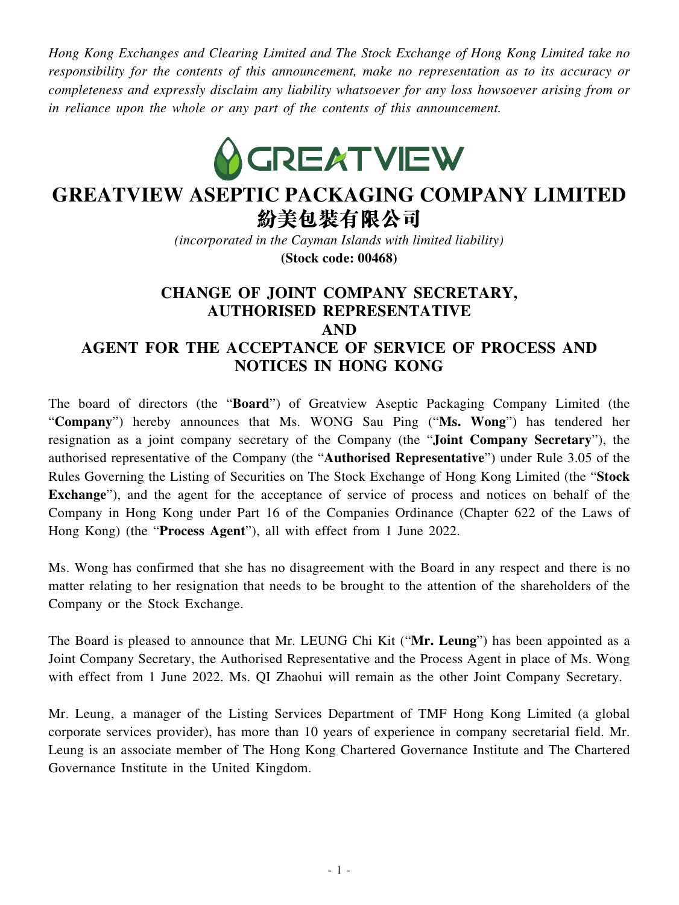*Hong Kong Exchanges and Clearing Limited and The Stock Exchange of Hong Kong Limited take no responsibility for the contents of this announcement, make no representation as to its accuracy or completeness and expressly disclaim any liability whatsoever for any loss howsoever arising from or in reliance upon the whole or any part of the contents of this announcement.*

GREATVIEW

# GREATVIEW ASEPTIC PACKAGING COMPANY LIMITED
# 紛美包裝有限公司

*(incorporated in the Cayman Islands with limited liability)*

**(Stock code: 00468)**

## CHANGE OF JOINT COMPANY SECRETARY, AUTHORISED REPRESENTATIVE AND AGENT FOR THE ACCEPTANCE OF SERVICE OF PROCESS AND NOTICES IN HONG KONG

The board of directors (the "**Board**") of Greatview Aseptic Packaging Company Limited (the "**Company**") hereby announces that Ms. WONG Sau Ping ("**Ms. Wong**") has tendered her resignation as a joint company secretary of the Company (the "**Joint Company Secretary**"), the authorised representative of the Company (the "**Authorised Representative**") under Rule 3.05 of the Rules Governing the Listing of Securities on The Stock Exchange of Hong Kong Limited (the "**Stock Exchange**"), and the agent for the acceptance of service of process and notices on behalf of the Company in Hong Kong under Part 16 of the Companies Ordinance (Chapter 622 of the Laws of Hong Kong) (the "**Process Agent**"), all with effect from 1 June 2022.

Ms. Wong has confirmed that she has no disagreement with the Board in any respect and there is no matter relating to her resignation that needs to be brought to the attention of the shareholders of the Company or the Stock Exchange.

The Board is pleased to announce that Mr. LEUNG Chi Kit ("**Mr. Leung**") has been appointed as a Joint Company Secretary, the Authorised Representative and the Process Agent in place of Ms. Wong with effect from 1 June 2022. Ms. QI Zhaohui will remain as the other Joint Company Secretary.

Mr. Leung, a manager of the Listing Services Department of TMF Hong Kong Limited (a global corporate services provider), has more than 10 years of experience in company secretarial field. Mr. Leung is an associate member of The Hong Kong Chartered Governance Institute and The Chartered Governance Institute in the United Kingdom.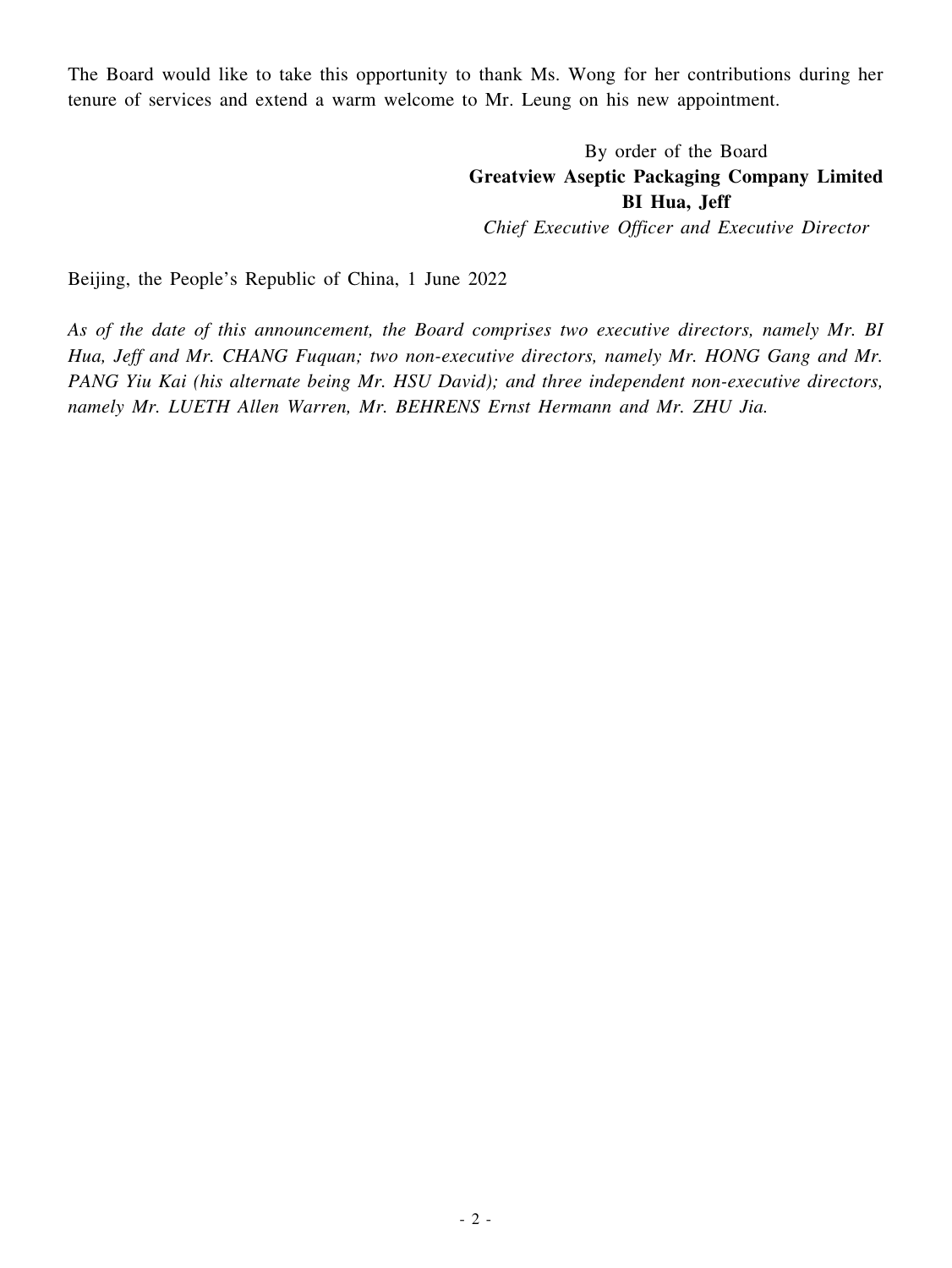The Board would like to take this opportunity to thank Ms. Wong for her contributions during her tenure of services and extend a warm welcome to Mr. Leung on his new appointment.

By order of the Board
**Greatview Aseptic Packaging Company Limited**
**BI Hua, Jeff**
*Chief Executive Officer and Executive Director*

Beijing, the People's Republic of China, 1 June 2022

*As of the date of this announcement, the Board comprises two executive directors, namely Mr. BI Hua, Jeff and Mr. CHANG Fuquan; two non-executive directors, namely Mr. HONG Gang and Mr. PANG Yiu Kai (his alternate being Mr. HSU David); and three independent non-executive directors, namely Mr. LUETH Allen Warren, Mr. BEHRENS Ernst Hermann and Mr. ZHU Jia.*